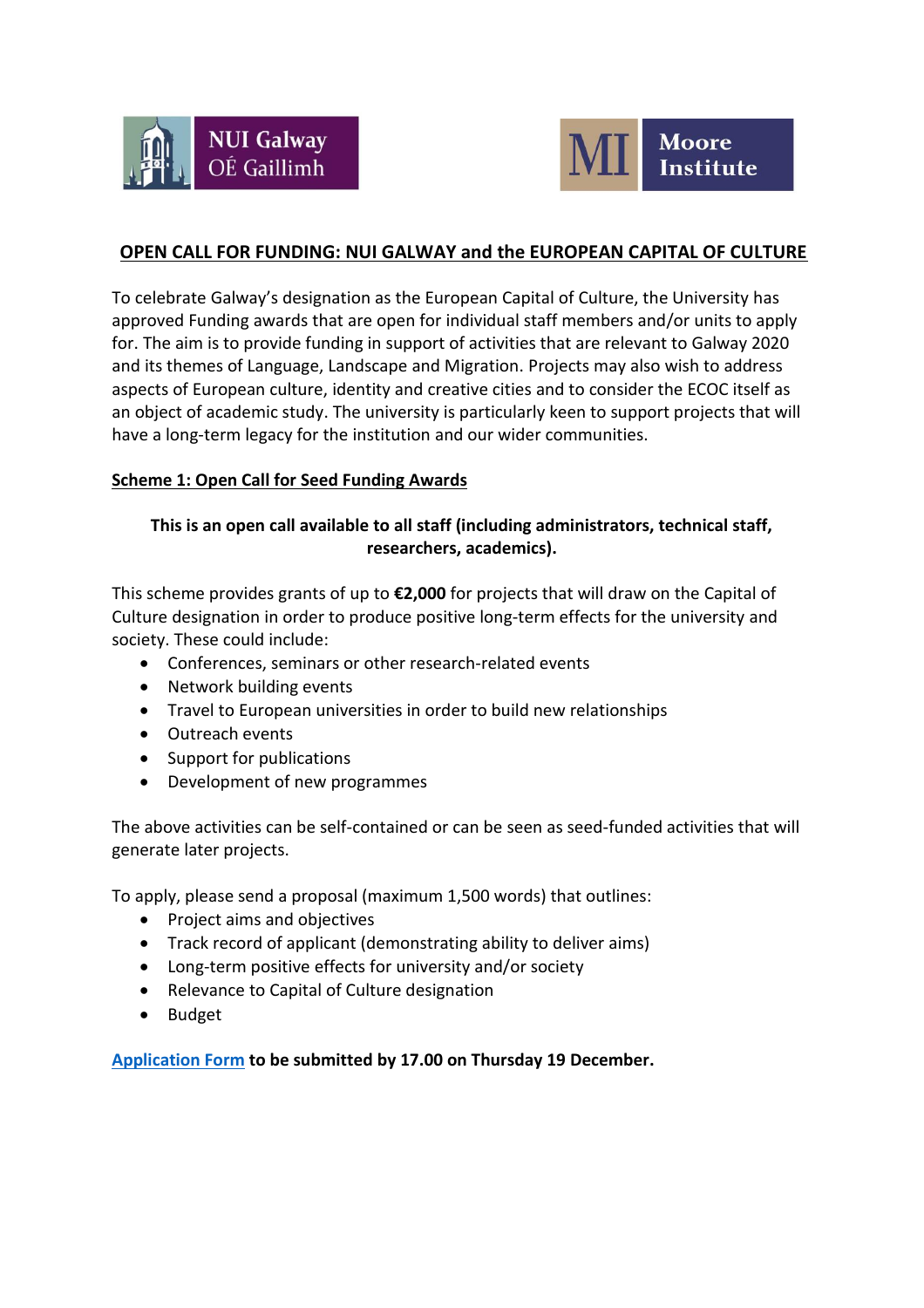NUI Galway
OÉ Gaillimh

MI Moore Institute

# OPEN CALL FOR FUNDING: NUI GALWAY and the EUROPEAN CAPITAL OF CULTURE

To celebrate Galway's designation as the European Capital of Culture, the University has approved Funding awards that are open for individual staff members and/or units to apply for. The aim is to provide funding in support of activities that are relevant to Galway 2020 and its themes of Language, Landscape and Migration. Projects may also wish to address aspects of European culture, identity and creative cities and to consider the ECOC itself as an object of academic study. The university is particularly keen to support projects that will have a long-term legacy for the institution and our wider communities.

## Scheme 1: Open Call for Seed Funding Awards

**This is an open call available to all staff (including administrators, technical staff, researchers, academics).**

This scheme provides grants of up to **€2,000** for projects that will draw on the Capital of Culture designation in order to produce positive long-term effects for the university and society. These could include:

- Conferences, seminars or other research-related events
- Network building events
- Travel to European universities in order to build new relationships
- Outreach events
- Support for publications
- Development of new programmes

The above activities can be self-contained or can be seen as seed-funded activities that will generate later projects.

To apply, please send a proposal (maximum 1,500 words) that outlines:

- Project aims and objectives
- Track record of applicant (demonstrating ability to deliver aims)
- Long-term positive effects for university and/or society
- Relevance to Capital of Culture designation
- Budget

Application Form **to be submitted by 17.00 on Thursday 19 December.**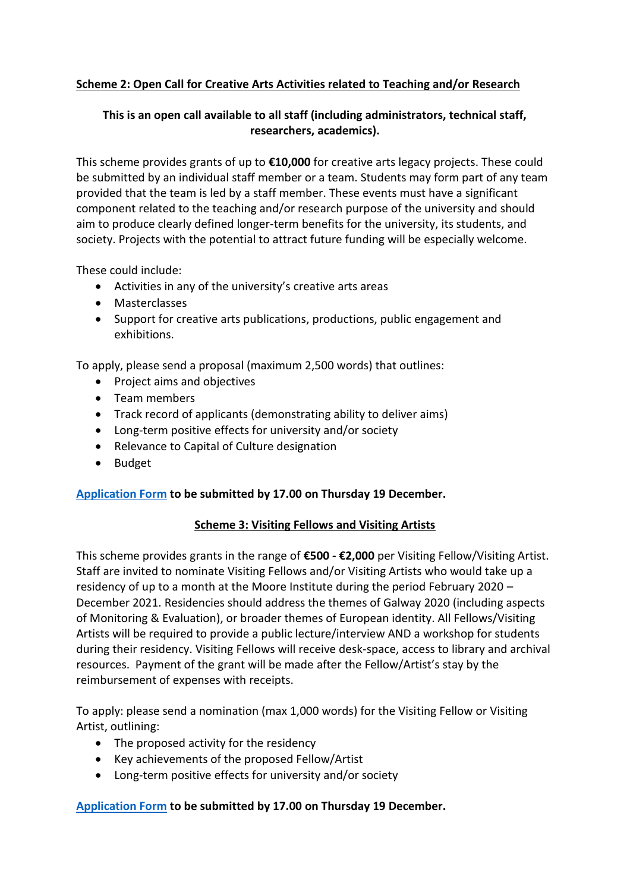## Scheme 2: Open Call for Creative Arts Activities related to Teaching and/or Research

**This is an open call available to all staff (including administrators, technical staff, researchers, academics).**

This scheme provides grants of up to **€10,000** for creative arts legacy projects. These could be submitted by an individual staff member or a team. Students may form part of any team provided that the team is led by a staff member. These events must have a significant component related to the teaching and/or research purpose of the university and should aim to produce clearly defined longer-term benefits for the university, its students, and society. Projects with the potential to attract future funding will be especially welcome.

These could include:

- Activities in any of the university's creative arts areas
- Masterclasses
- Support for creative arts publications, productions, public engagement and exhibitions.

To apply, please send a proposal (maximum 2,500 words) that outlines:

- Project aims and objectives
- Team members
- Track record of applicants (demonstrating ability to deliver aims)
- Long-term positive effects for university and/or society
- Relevance to Capital of Culture designation
- Budget

Application Form **to be submitted by 17.00 on Thursday 19 December.**

## Scheme 3: Visiting Fellows and Visiting Artists

This scheme provides grants in the range of **€500 - €2,000** per Visiting Fellow/Visiting Artist. Staff are invited to nominate Visiting Fellows and/or Visiting Artists who would take up a residency of up to a month at the Moore Institute during the period February 2020 – December 2021. Residencies should address the themes of Galway 2020 (including aspects of Monitoring & Evaluation), or broader themes of European identity. All Fellows/Visiting Artists will be required to provide a public lecture/interview AND a workshop for students during their residency. Visiting Fellows will receive desk-space, access to library and archival resources. Payment of the grant will be made after the Fellow/Artist's stay by the reimbursement of expenses with receipts.

To apply: please send a nomination (max 1,000 words) for the Visiting Fellow or Visiting Artist, outlining:

- The proposed activity for the residency
- Key achievements of the proposed Fellow/Artist
- Long-term positive effects for university and/or society

Application Form **to be submitted by 17.00 on Thursday 19 December.**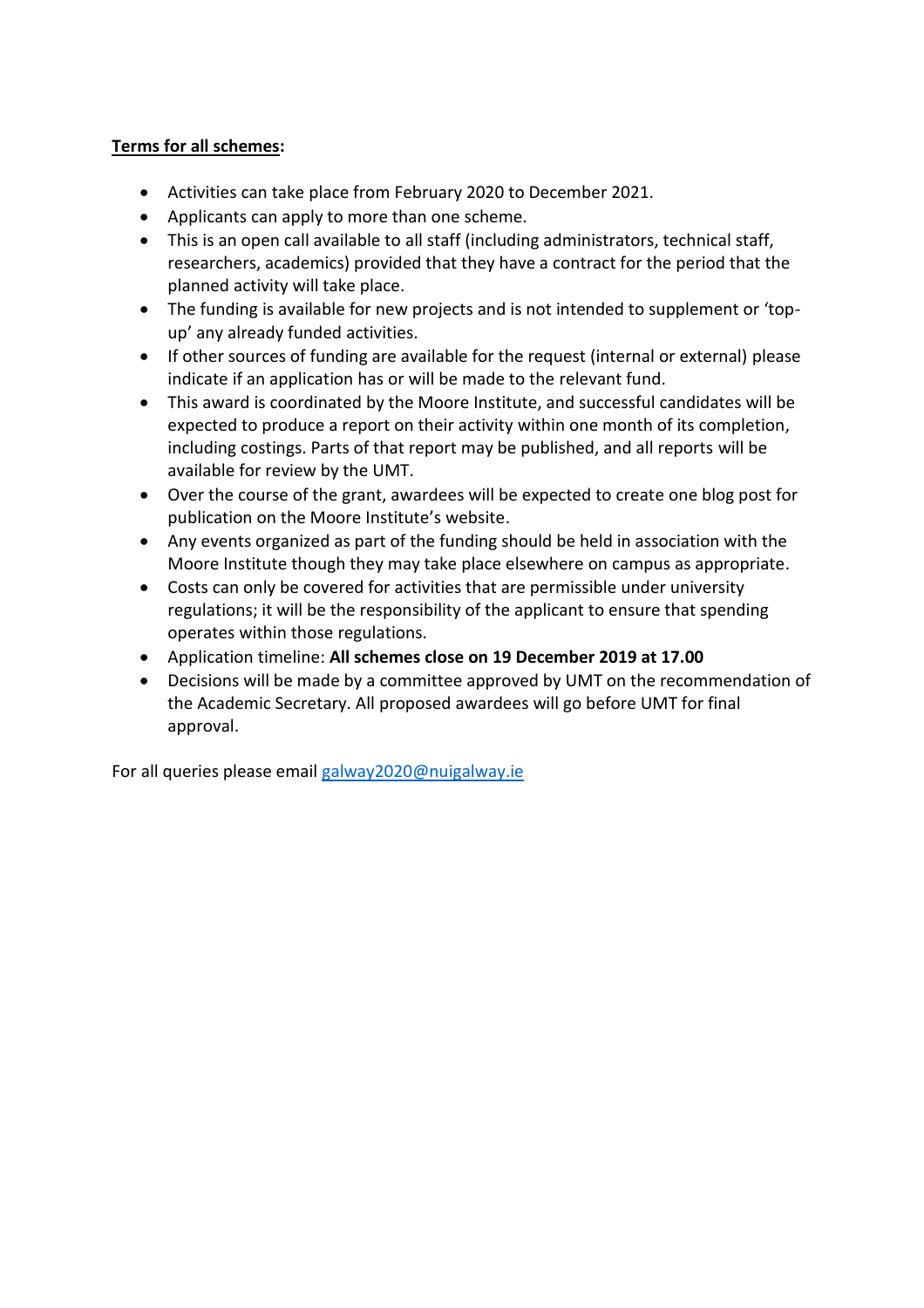**<u>Terms for all schemes</u>:**

- Activities can take place from February 2020 to December 2021.
- Applicants can apply to more than one scheme.
- This is an open call available to all staff (including administrators, technical staff, researchers, academics) provided that they have a contract for the period that the planned activity will take place.
- The funding is available for new projects and is not intended to supplement or 'top-up' any already funded activities.
- If other sources of funding are available for the request (internal or external) please indicate if an application has or will be made to the relevant fund.
- This award is coordinated by the Moore Institute, and successful candidates will be expected to produce a report on their activity within one month of its completion, including costings. Parts of that report may be published, and all reports will be available for review by the UMT.
- Over the course of the grant, awardees will be expected to create one blog post for publication on the Moore Institute's website.
- Any events organized as part of the funding should be held in association with the Moore Institute though they may take place elsewhere on campus as appropriate.
- Costs can only be covered for activities that are permissible under university regulations; it will be the responsibility of the applicant to ensure that spending operates within those regulations.
- Application timeline: **All schemes close on 19 December 2019 at 17.00**
- Decisions will be made by a committee approved by UMT on the recommendation of the Academic Secretary. All proposed awardees will go before UMT for final approval.

For all queries please email galway2020@nuigalway.ie